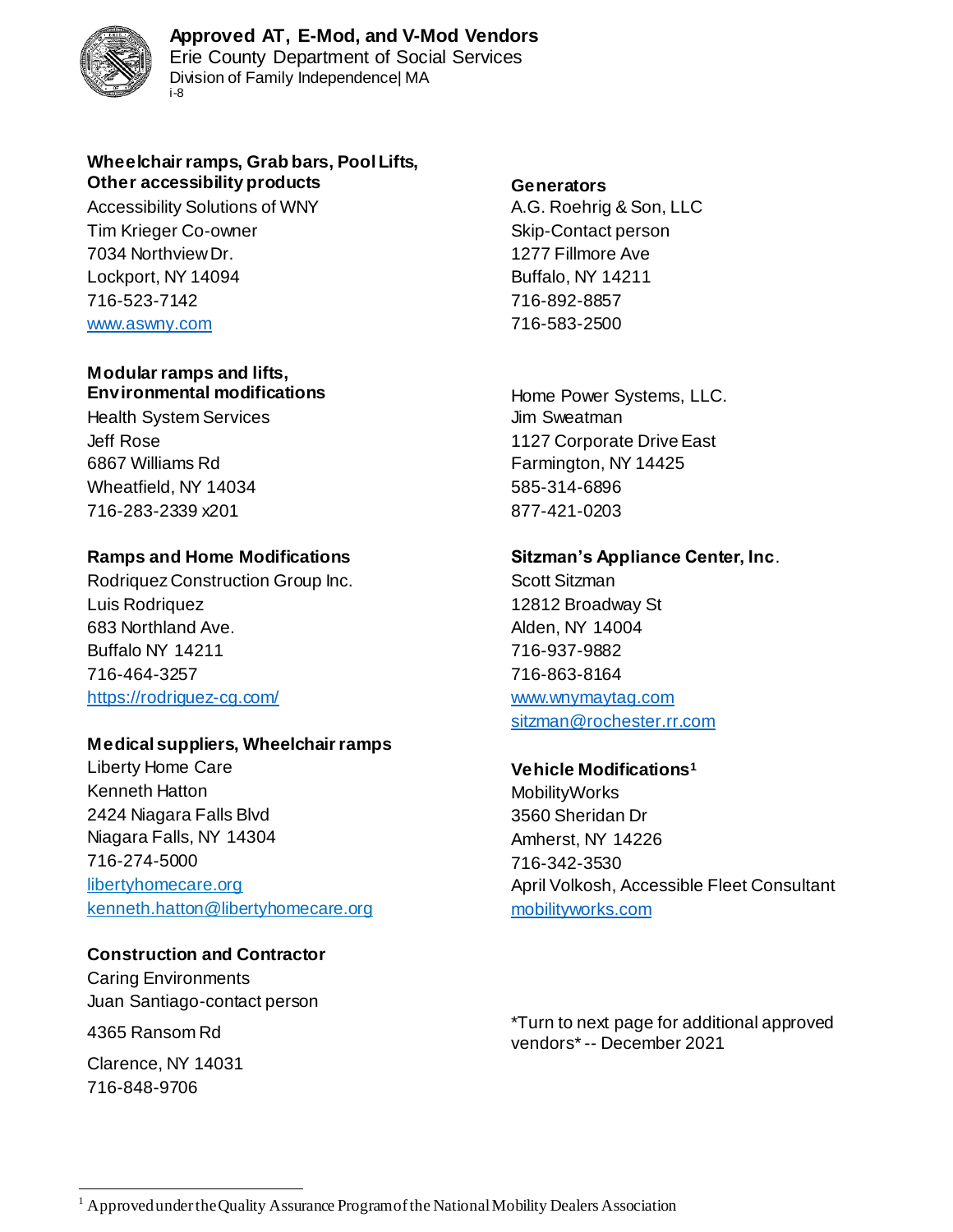# Approved AT, E-Mod, and V-Mod Vendors

Erie County Department of Social Services
Division of Family Independence| MA
i-8

**Wheelchair ramps, Grab bars, Pool Lifts, Other accessibility products**
Accessibility Solutions of WNY
Tim Krieger Co-owner
7034 Northview Dr.
Lockport, NY 14094
716-523-7142
www.aswny.com

**Modular ramps and lifts, Environmental modifications**
Health System Services
Jeff Rose
6867 Williams Rd
Wheatfield, NY 14034
716-283-2339 x201

**Ramps and Home Modifications**
Rodriquez Construction Group Inc.
Luis Rodriquez
683 Northland Ave.
Buffalo NY 14211
716-464-3257
https://rodriguez-cg.com/

**Medical suppliers, Wheelchair ramps**
Liberty Home Care
Kenneth Hatton
2424 Niagara Falls Blvd
Niagara Falls, NY 14304
716-274-5000
libertyhomecare.org
kenneth.hatton@libertyhomecare.org

**Construction and Contractor**
Caring Environments
Juan Santiago-contact person
4365 Ransom Rd
Clarence, NY 14031
716-848-9706

**Generators**
A.G. Roehrig & Son, LLC
Skip-Contact person
1277 Fillmore Ave
Buffalo, NY 14211
716-892-8857
716-583-2500

Home Power Systems, LLC.
Jim Sweatman
1127 Corporate Drive East
Farmington, NY 14425
585-314-6896
877-421-0203

**Sitzman's Appliance Center, Inc**.
Scott Sitzman
12812 Broadway St
Alden, NY 14004
716-937-9882
716-863-8164
www.wnymaytag.com
sitzman@rochester.rr.com

**Vehicle Modifications[1]**
MobilityWorks
3560 Sheridan Dr
Amherst, NY 14226
716-342-3530
April Volkosh, Accessible Fleet Consultant
mobilityworks.com

*Turn to next page for additional approved vendors* -- December 2021

[1] Approved under the Quality Assurance Program of the National Mobility Dealers Association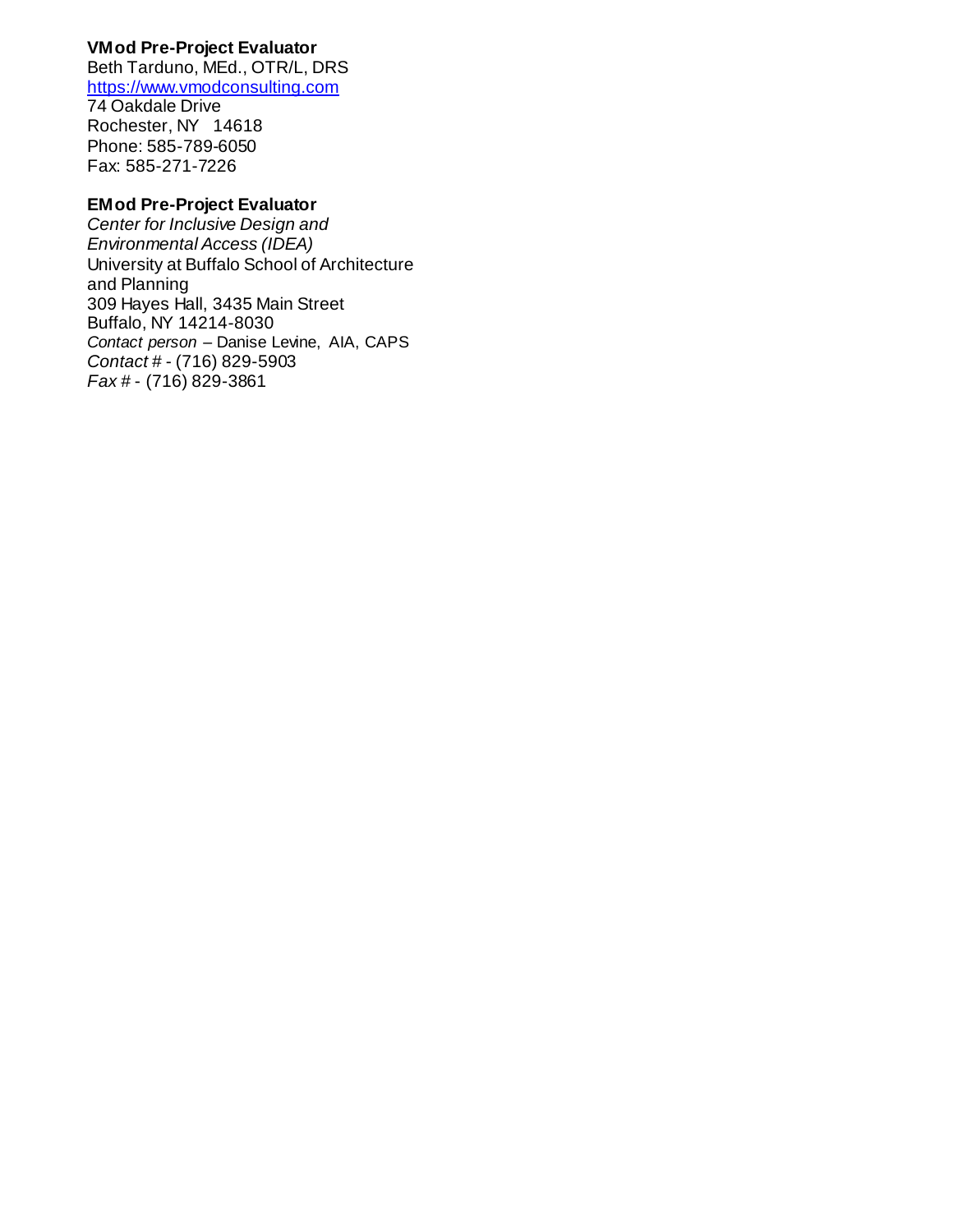**VMod Pre-Project Evaluator**
Beth Tarduno, MEd., OTR/L, DRS
[https://www.vmodconsulting.com](https://www.vmodconsulting.com)
74 Oakdale Drive
Rochester, NY 14618
Phone: 585-789-6050
Fax: 585-271-7226

**EMod Pre-Project Evaluator**
*Center for Inclusive Design and Environmental Access (IDEA)*
University at Buffalo School of Architecture and Planning
309 Hayes Hall, 3435 Main Street
Buffalo, NY 14214-8030
*Contact person* – Danise Levine, AIA, CAPS
*Contact #* - (716) 829-5903
*Fax #* - (716) 829-3861